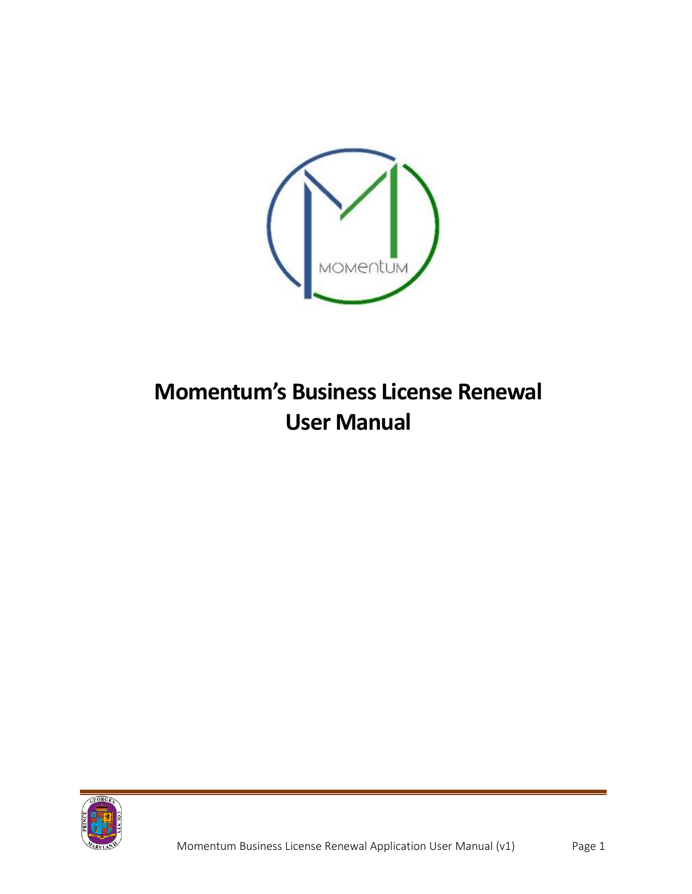# Momentum's Business License Renewal User Manual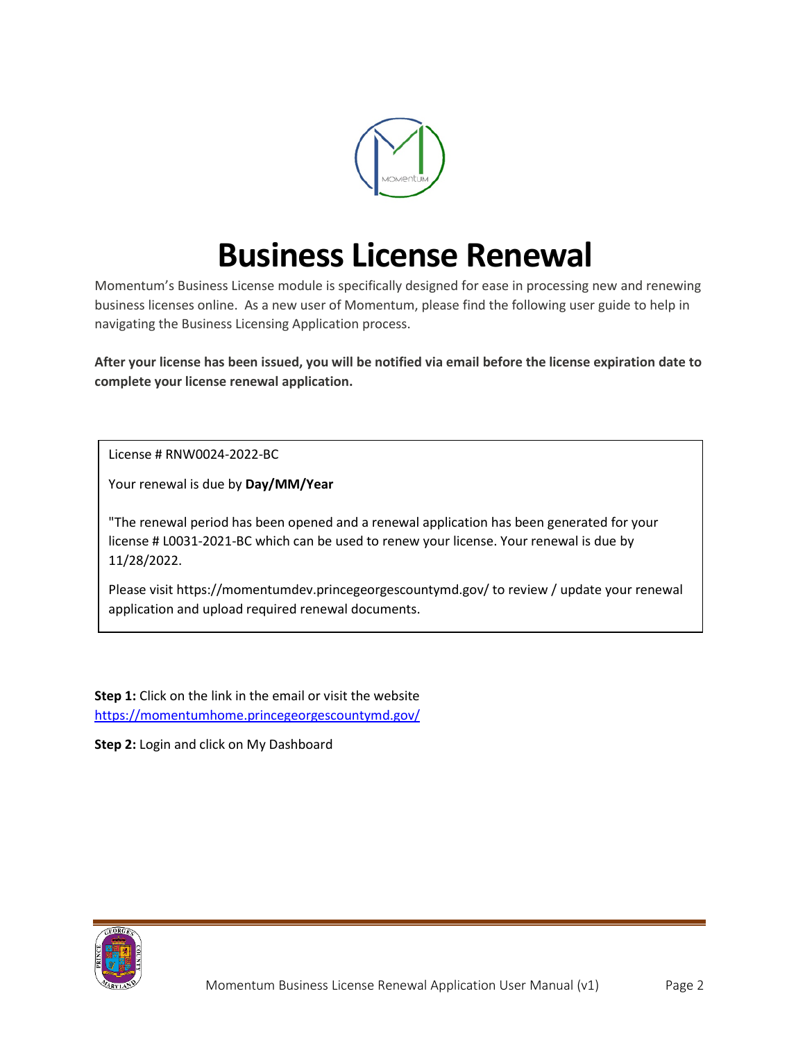# Business License Renewal

Momentum's Business License module is specifically designed for ease in processing new and renewing business licenses online. As a new user of Momentum, please find the following user guide to help in navigating the Business Licensing Application process.

**After your license has been issued, you will be notified via email before the license expiration date to complete your license renewal application.**

> License # RNW0024-2022-BC
>
> Your renewal is due by **Day/MM/Year**
>
> "The renewal period has been opened and a renewal application has been generated for your license # L0031-2021-BC which can be used to renew your license. Your renewal is due by 11/28/2022.
>
> Please visit https://momentumdev.princegeorgescountymd.gov/ to review / update your renewal application and upload required renewal documents.

**Step 1:** Click on the link in the email or visit the website https://momentumhome.princegeorgescountymd.gov/

**Step 2:** Login and click on My Dashboard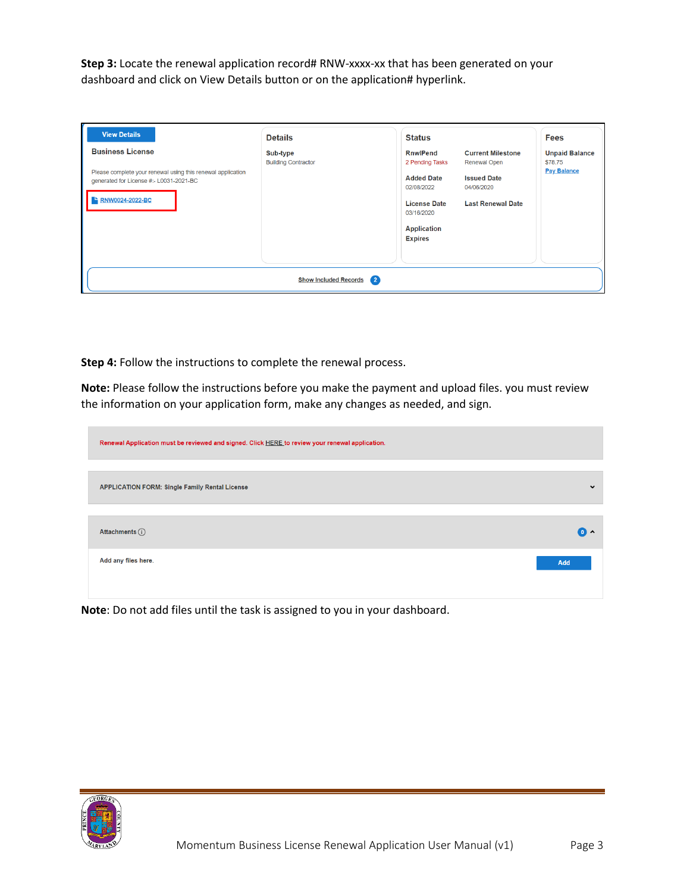**Step 3:** Locate the renewal application record# RNW-xxxx-xx that has been generated on your dashboard and click on View Details button or on the application# hyperlink.

View Details

Business License

Please complete your renewal using this renewal application generated for License #:- L0031-2021-BC

RNW0024-2022-BC

| Details | Status | | Fees |
|---|---|---|---|
| Sub-type: Building Contractor | RnwlPend: 2 Pending Tasks | Current Milestone: Renewal Open | Unpaid Balance: $78.75 Pay Balance |
| | Added Date: 02/08/2022 | Issued Date: 04/06/2020 | |
| | License Date: 03/16/2020 | Last Renewal Date | |
| | Application Expires | | |

Show Included Records 2

**Step 4:** Follow the instructions to complete the renewal process.

**Note:** Please follow the instructions before you make the payment and upload files. you must review the information on your application form, make any changes as needed, and sign.

Renewal Application must be reviewed and signed. Click HERE to review your renewal application.

APPLICATION FORM: Single Family Rental License

Attachments 0

Add any files here. Add

**Note**: Do not add files until the task is assigned to you in your dashboard.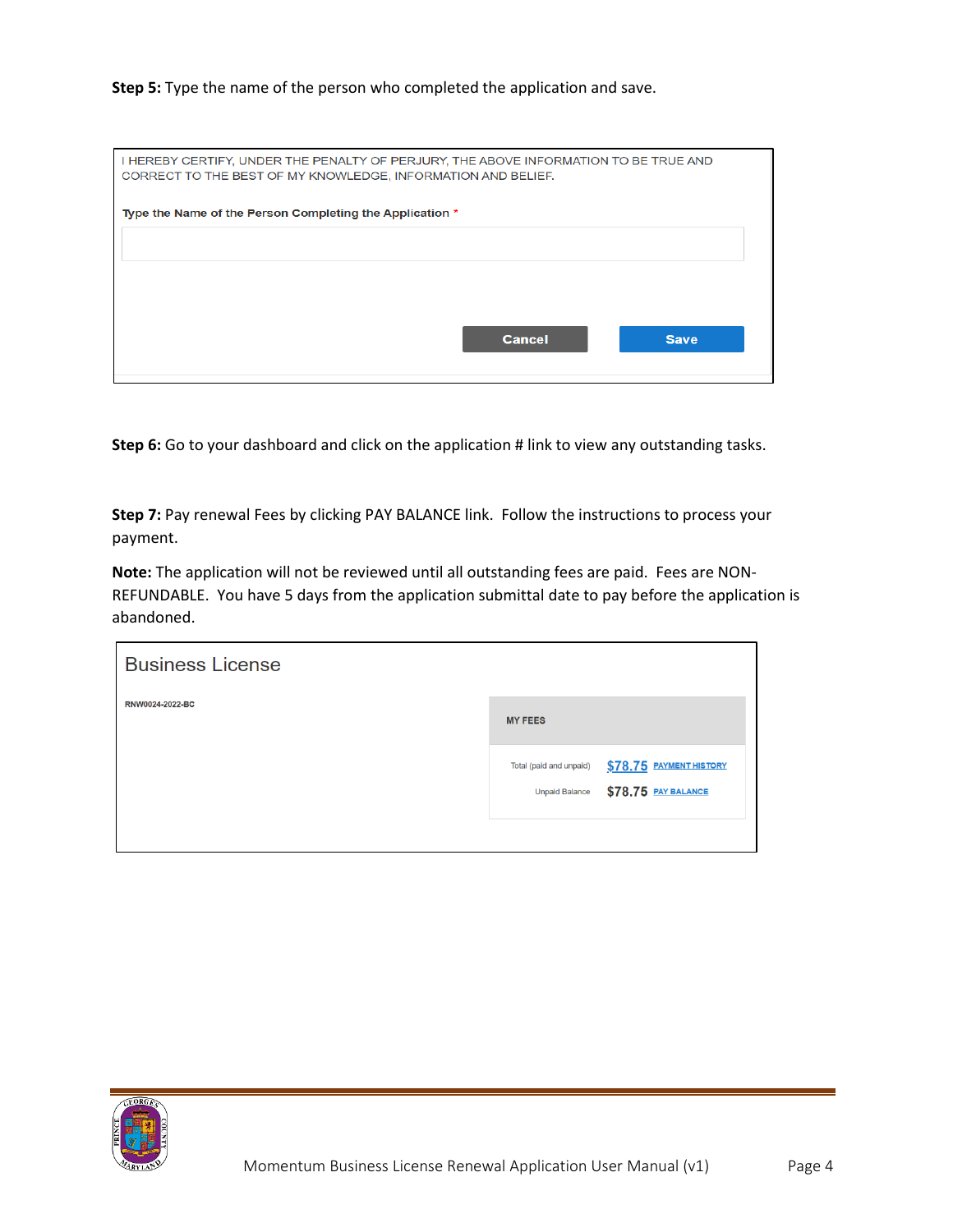**Step 5:** Type the name of the person who completed the application and save.

I HEREBY CERTIFY, UNDER THE PENALTY OF PERJURY, THE ABOVE INFORMATION TO BE TRUE AND CORRECT TO THE BEST OF MY KNOWLEDGE, INFORMATION AND BELIEF.

**Type the Name of the Person Completing the Application** *

Cancel Save

**Step 6:** Go to your dashboard and click on the application # link to view any outstanding tasks.

**Step 7:** Pay renewal Fees by clicking PAY BALANCE link. Follow the instructions to process your payment.

**Note:** The application will not be reviewed until all outstanding fees are paid. Fees are NON-REFUNDABLE. You have 5 days from the application submittal date to pay before the application is abandoned.

Business License

RNW0024-2022-BC

MY FEES

| | | |
|---|---|---|
| Total (paid and unpaid) | $78.75 | PAYMENT HISTORY |
| Unpaid Balance | $78.75 | PAY BALANCE |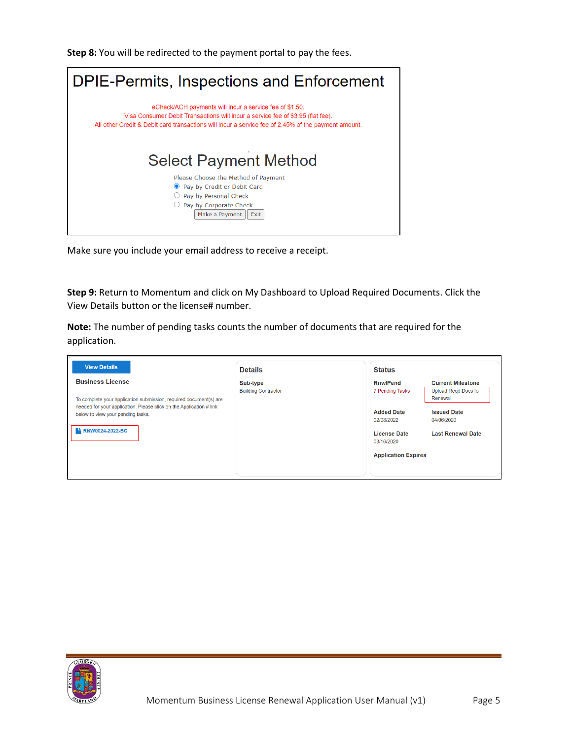**Step 8:** You will be redirected to the payment portal to pay the fees.

DPIE-Permits, Inspections and Enforcement

eCheck/ACH payments will incur a service fee of $1.50.
Visa Consumer Debit Transactions will incur a service fee of $3.95 (flat fee).
All other Credit & Debit card transactions will incur a service fee of 2.45% of the payment amount.

Select Payment Method

Please Choose the Method of Payment
- Pay by Credit or Debit Card
- Pay by Personal Check
- Pay by Corporate Check

Make a Payment | Exit

Make sure you include your email address to receive a receipt.

**Step 9:** Return to Momentum and click on My Dashboard to Upload Required Documents. Click the View Details button or the license# number.

**Note:** The number of pending tasks counts the number of documents that are required for the application.

View Details

**Business License**

To complete your application submission, required document(s) are needed for your application. Please click on the Application # link below to view your pending tasks.

RNW0024-2022-BC

**Details**

**Sub-type**
Building Contractor

**Status**

**RnwlPend**
7 Pending Tasks

**Current Milestone**
Upload Reqd Docs for Renewal

**Added Date**
02/08/2022

**Issued Date**
04/06/2020

**License Date**
03/16/2020

**Last Renewal Date**

**Application Expires**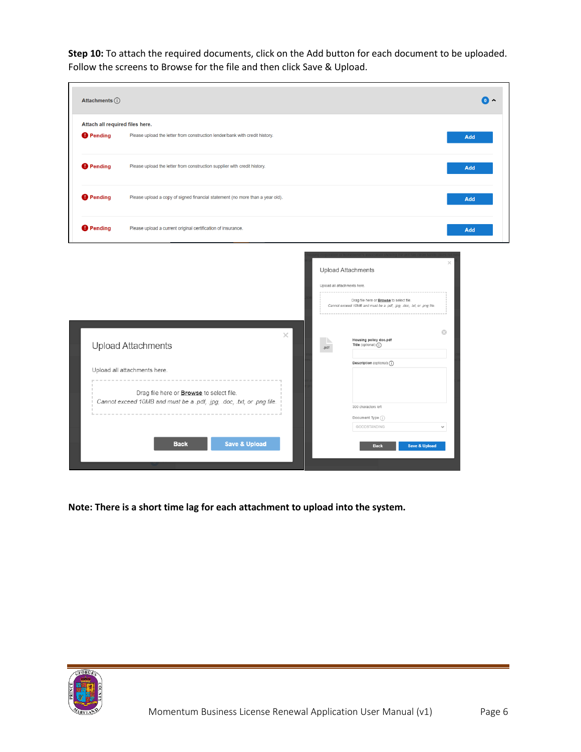**Step 10:** To attach the required documents, click on the Add button for each document to be uploaded. Follow the screens to Browse for the file and then click Save & Upload.

Attachments

Attach all required files here.

| Status | Document | |
|---|---|---|
| Pending | Please upload the letter from construction lender/bank with credit history. | Add |
| Pending | Please upload the letter from construction supplier with credit history. | Add |
| Pending | Please upload a copy of signed financial statement (no more than a year old). | Add |
| Pending | Please upload a current original certification of insurance. | Add |

Upload Attachments

Upload all attachments here.

Drag file here or **Browse** to select file.
*Cannot exceed 10MB and must be a .pdf, .jpg, .doc, .txt, or .png file.*

Back | Save & Upload

Upload Attachments

Upload all attachments here.

Drag file here or **Browse** to select file.
*Cannot exceed 10MB and must be a .pdf, .jpg, .doc, .txt, or .png file.*

Housing policy doc.pdf
Title (optional)
Description (optional)
300 characters left
Document Type
GOODSTANDING

Back | Save & Upload

**Note: There is a short time lag for each attachment to upload into the system.**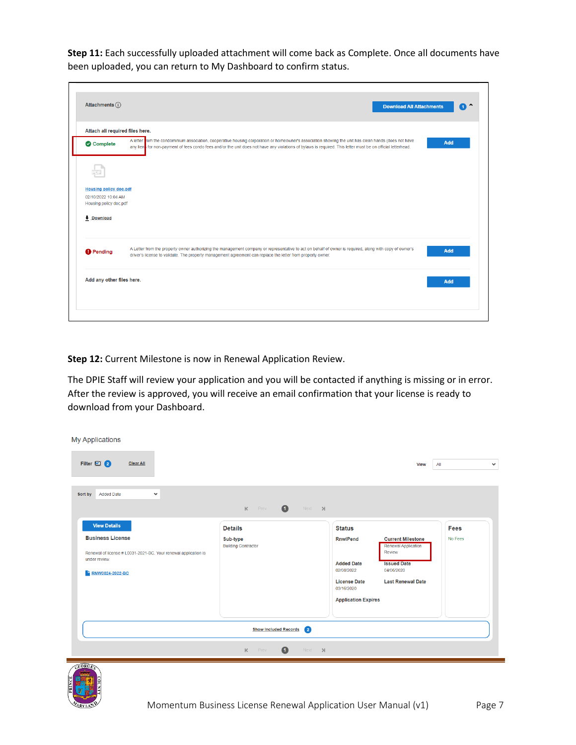**Step 11:** Each successfully uploaded attachment will come back as Complete. Once all documents have been uploaded, you can return to My Dashboard to confirm status.

Attachments

Download All Attachments

Attach all required files here.

Complete

A letter from the condominium association, cooperative housing corporation or homeowner's association showing the unit has clean hands (does not have any liens for non-payment of fees condo fees and/or the unit does not have any violations of bylaws is required. This letter must be on official letterhead.

Add

Housing policy doc.pdf
02/10/2022 10:04 AM
Housing policy doc.pdf

Download

Pending

A Letter from the property owner authorizing the management company or representative to act on behalf of owner is required, along with copy of owner's driver's license to validate. The property management agreement can replace the letter from property owner.

Add

Add any other files here.

Add

**Step 12:** Current Milestone is now in Renewal Application Review.

The DPIE Staff will review your application and you will be contacted if anything is missing or in error. After the review is approved, you will receive an email confirmation that your license is ready to download from your Dashboard.

My Applications

Filter 2 Clear All

View All

Sort by Added Date

View Details

Business License

Renewal of license # L0031-2021-BC. Your renewal application is under review.

RNW0024-2022-BC

Details

Sub-type
Building Contractor

Status

RnwlPend

Current Milestone
Renewal Application Review

Added Date
02/08/2022

Issued Date
04/06/2020

License Date
03/16/2020

Last Renewal Date

Application Expires

Fees

No Fees

Show Included Records 2